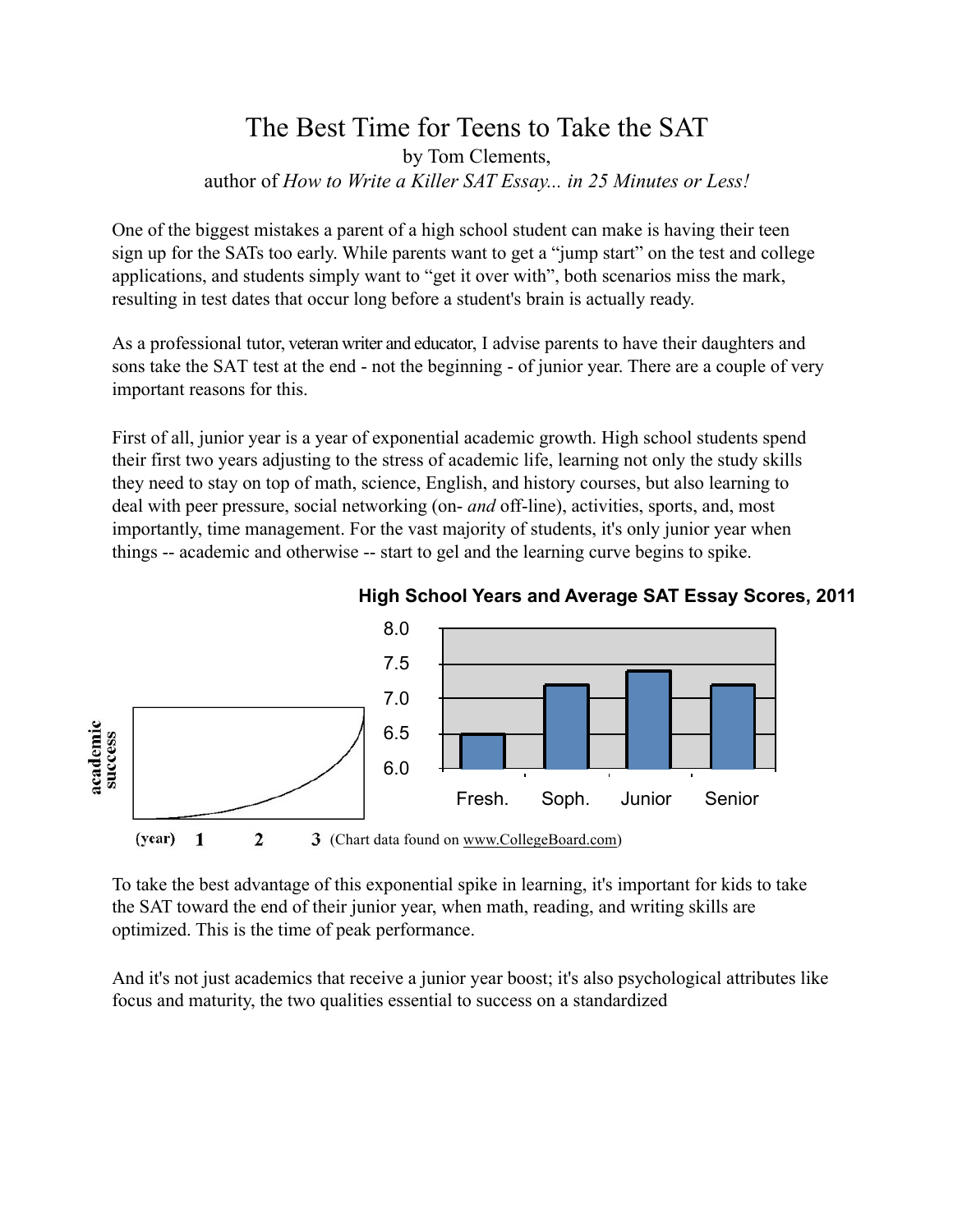# The Best Time for Teens to Take the SAT

by Tom Clements,
author of *How to Write a Killer SAT Essay... in 25 Minutes or Less!*

One of the biggest mistakes a parent of a high school student can make is having their teen sign up for the SATs too early. While parents want to get a "jump start" on the test and college applications, and students simply want to "get it over with", both scenarios miss the mark, resulting in test dates that occur long before a student's brain is actually ready.

As a professional tutor, veteran writer and educator, I advise parents to have their daughters and sons take the SAT test at the end - not the beginning - of junior year. There are a couple of very important reasons for this.

First of all, junior year is a year of exponential academic growth. High school students spend their first two years adjusting to the stress of academic life, learning not only the study skills they need to stay on top of math, science, English, and history courses, but also learning to deal with peer pressure, social networking (on- *and* off-line), activities, sports, and, most importantly, time management. For the vast majority of students, it's only junior year when things -- academic and otherwise -- start to gel and the learning curve begins to spike.

academic success

(year) 1 2 3

**High School Years and Average SAT Essay Scores, 2011**

| Year | Average SAT Essay Score |
| --- | --- |
| Fresh. | 6.5 |
| Soph. | 7.2 |
| Junior | 7.4 |
| Senior | 7.2 |

(Chart data found on www.CollegeBoard.com)

To take the best advantage of this exponential spike in learning, it's important for kids to take the SAT toward the end of their junior year, when math, reading, and writing skills are optimized. This is the time of peak performance.

And it's not just academics that receive a junior year boost; it's also psychological attributes like focus and maturity, the two qualities essential to success on a standardized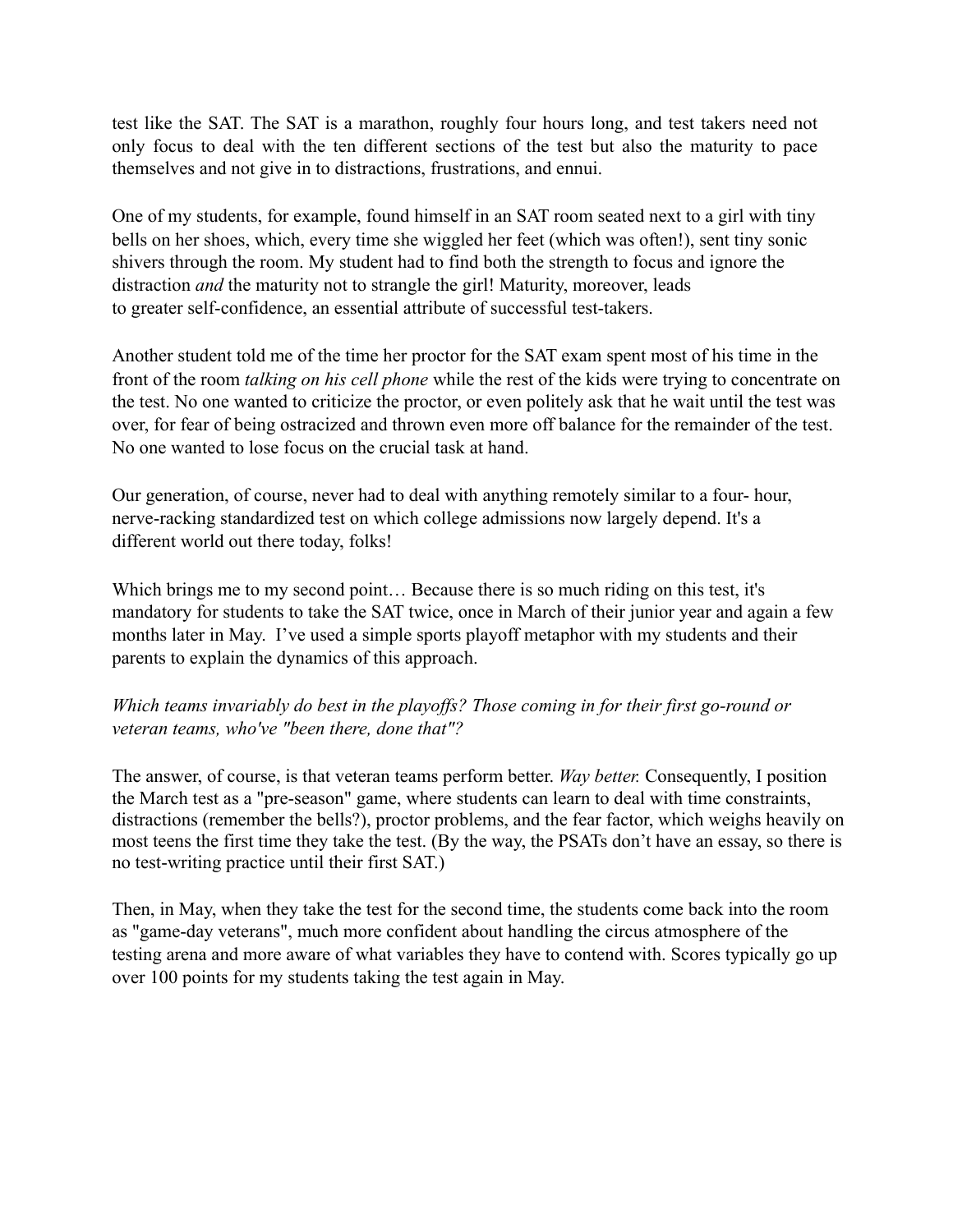test like the SAT. The SAT is a marathon, roughly four hours long, and test takers need not only focus to deal with the ten different sections of the test but also the maturity to pace themselves and not give in to distractions, frustrations, and ennui.

One of my students, for example, found himself in an SAT room seated next to a girl with tiny bells on her shoes, which, every time she wiggled her feet (which was often!), sent tiny sonic shivers through the room. My student had to find both the strength to focus and ignore the distraction *and* the maturity not to strangle the girl! Maturity, moreover, leads to greater self-confidence, an essential attribute of successful test-takers.

Another student told me of the time her proctor for the SAT exam spent most of his time in the front of the room *talking on his cell phone* while the rest of the kids were trying to concentrate on the test. No one wanted to criticize the proctor, or even politely ask that he wait until the test was over, for fear of being ostracized and thrown even more off balance for the remainder of the test. No one wanted to lose focus on the crucial task at hand.

Our generation, of course, never had to deal with anything remotely similar to a four- hour, nerve-racking standardized test on which college admissions now largely depend. It's a different world out there today, folks!

Which brings me to my second point… Because there is so much riding on this test, it's mandatory for students to take the SAT twice, once in March of their junior year and again a few months later in May. I've used a simple sports playoff metaphor with my students and their parents to explain the dynamics of this approach.

*Which teams invariably do best in the playoffs? Those coming in for their first go-round or veteran teams, who've "been there, done that"?*

The answer, of course, is that veteran teams perform better. *Way better.* Consequently, I position the March test as a "pre-season" game, where students can learn to deal with time constraints, distractions (remember the bells?), proctor problems, and the fear factor, which weighs heavily on most teens the first time they take the test. (By the way, the PSATs don't have an essay, so there is no test-writing practice until their first SAT.)

Then, in May, when they take the test for the second time, the students come back into the room as "game-day veterans", much more confident about handling the circus atmosphere of the testing arena and more aware of what variables they have to contend with. Scores typically go up over 100 points for my students taking the test again in May.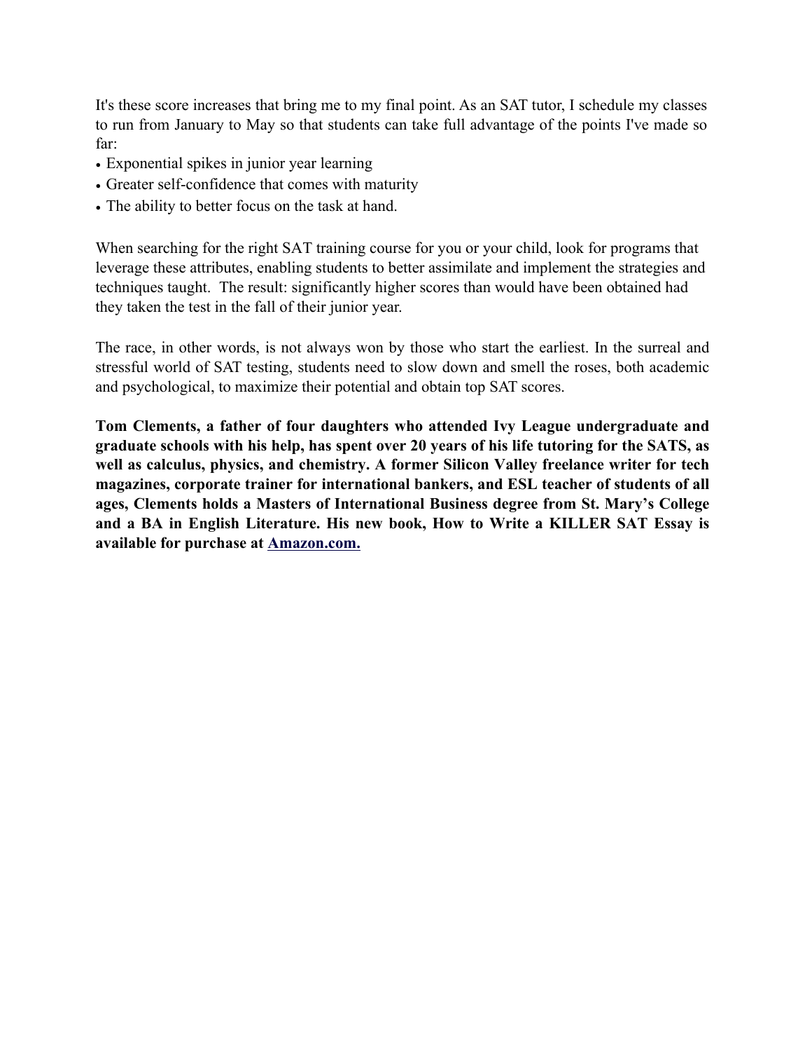It's these score increases that bring me to my final point. As an SAT tutor, I schedule my classes to run from January to May so that students can take full advantage of the points I've made so far:

- Exponential spikes in junior year learning
- Greater self-confidence that comes with maturity
- The ability to better focus on the task at hand.

When searching for the right SAT training course for you or your child, look for programs that leverage these attributes, enabling students to better assimilate and implement the strategies and techniques taught. The result: significantly higher scores than would have been obtained had they taken the test in the fall of their junior year.

The race, in other words, is not always won by those who start the earliest. In the surreal and stressful world of SAT testing, students need to slow down and smell the roses, both academic and psychological, to maximize their potential and obtain top SAT scores.

**Tom Clements, a father of four daughters who attended Ivy League undergraduate and graduate schools with his help, has spent over 20 years of his life tutoring for the SATS, as well as calculus, physics, and chemistry. A former Silicon Valley freelance writer for tech magazines, corporate trainer for international bankers, and ESL teacher of students of all ages, Clements holds a Masters of International Business degree from St. Mary's College and a BA in English Literature. His new book, How to Write a KILLER SAT Essay is available for purchase at Amazon.com.**